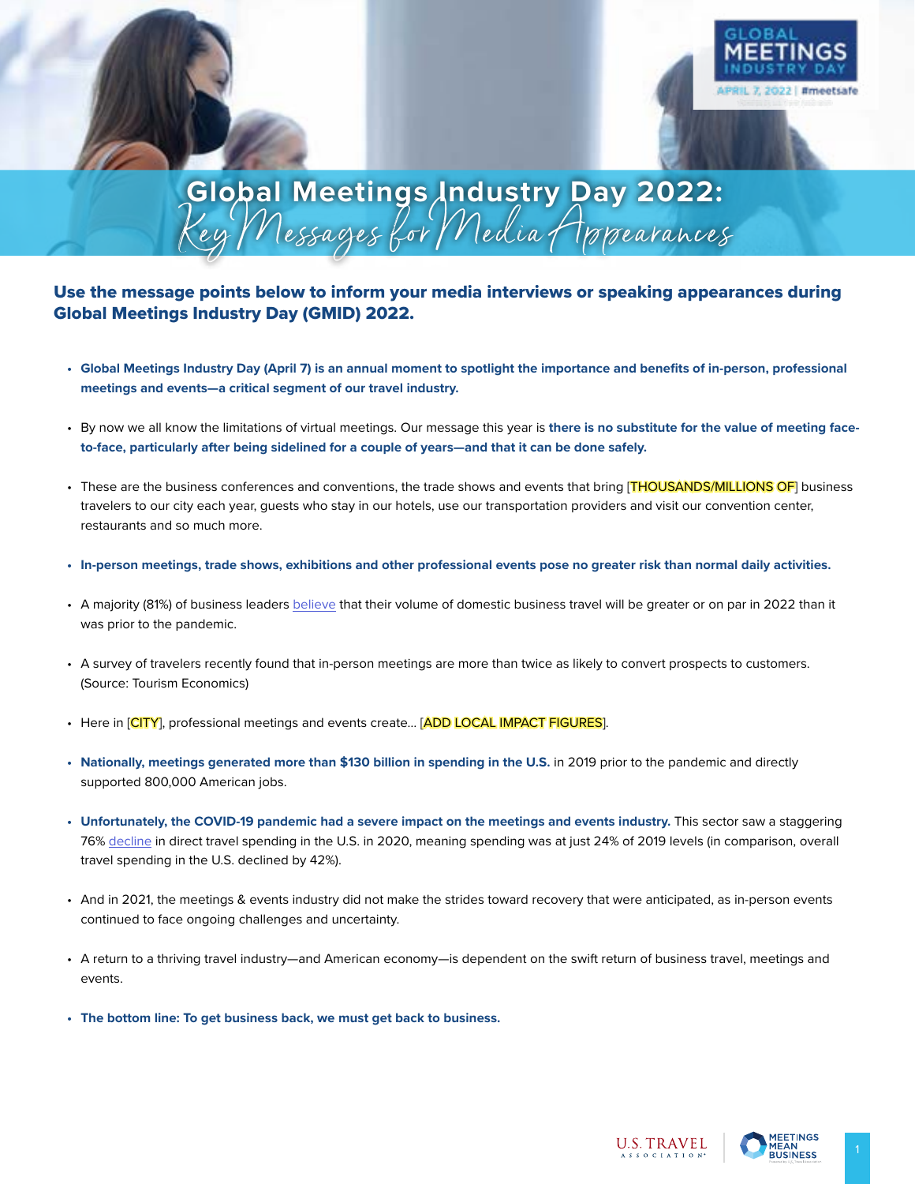# Global Meetings Industry Day 2022: Key Messages for Media Appearances

**Use the message points below to inform your media interviews or speaking appearances during Global Meetings Industry Day (GMID) 2022.**

- **Global Meetings Industry Day (April 7) is an annual moment to spotlight the importance and benefits of in-person, professional meetings and events—a critical segment of our travel industry.**
- By now we all know the limitations of virtual meetings. Our message this year is **there is no substitute for the value of meeting face-to-face, particularly after being sidelined for a couple of years—and that it can be done safely.**
- These are the business conferences and conventions, the trade shows and events that bring [THOUSANDS/MILLIONS OF] business travelers to our city each year, guests who stay in our hotels, use our transportation providers and visit our convention center, restaurants and so much more.
- **In-person meetings, trade shows, exhibitions and other professional events pose no greater risk than normal daily activities.**
- A majority (81%) of business leaders believe that their volume of domestic business travel will be greater or on par in 2022 than it was prior to the pandemic.
- A survey of travelers recently found that in-person meetings are more than twice as likely to convert prospects to customers. (Source: Tourism Economics)
- Here in [CITY], professional meetings and events create... [ADD LOCAL IMPACT FIGURES].
- **Nationally, meetings generated more than $130 billion in spending in the U.S.** in 2019 prior to the pandemic and directly supported 800,000 American jobs.
- **Unfortunately, the COVID-19 pandemic had a severe impact on the meetings and events industry.** This sector saw a staggering 76% decline in direct travel spending in the U.S. in 2020, meaning spending was at just 24% of 2019 levels (in comparison, overall travel spending in the U.S. declined by 42%).
- And in 2021, the meetings & events industry did not make the strides toward recovery that were anticipated, as in-person events continued to face ongoing challenges and uncertainty.
- A return to a thriving travel industry—and American economy—is dependent on the swift return of business travel, meetings and events.
- **The bottom line: To get business back, we must get back to business.**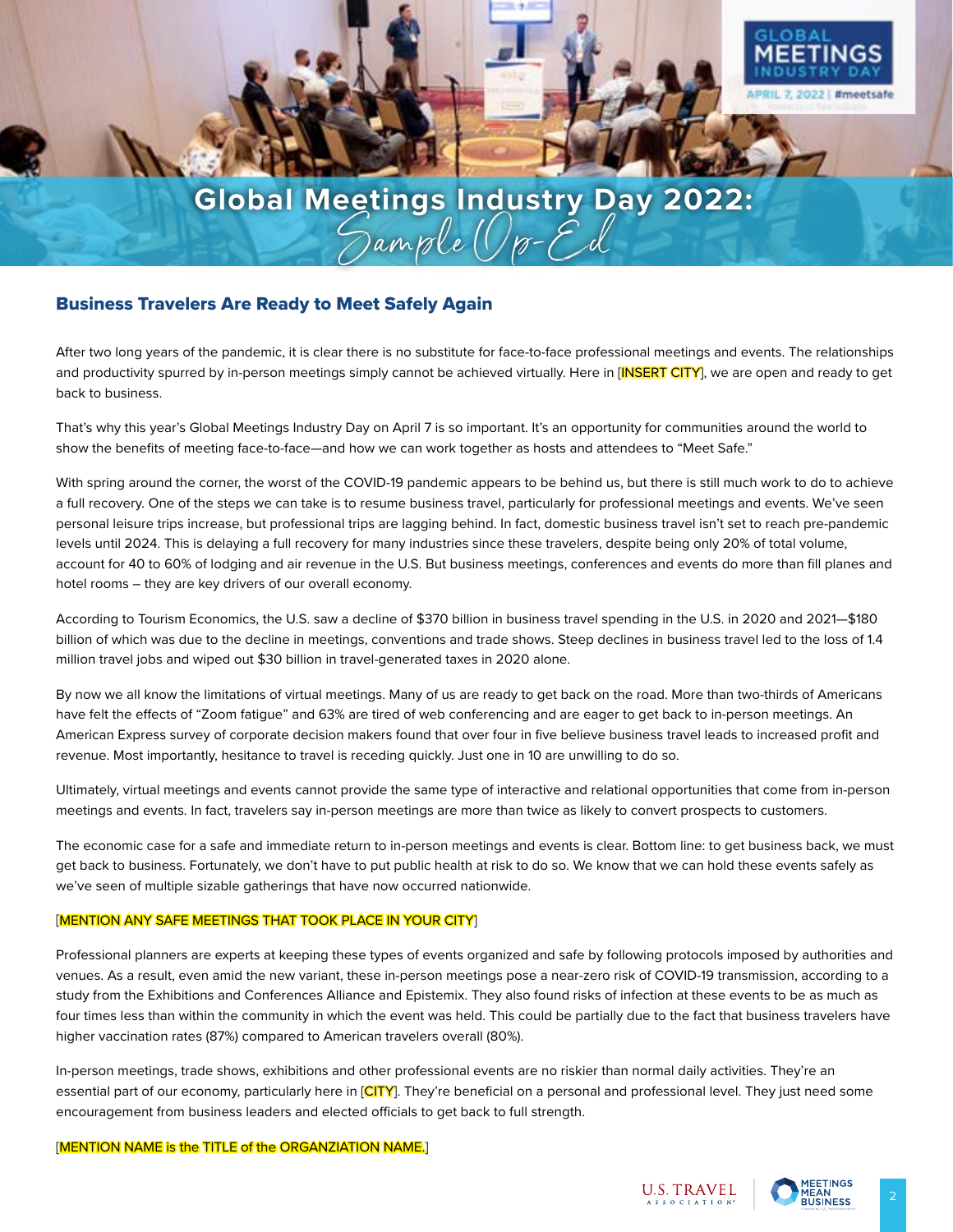# Global Meetings Industry Day 2022: *Sample Op-Ed*

## Business Travelers Are Ready to Meet Safely Again

After two long years of the pandemic, it is clear there is no substitute for face-to-face professional meetings and events. The relationships and productivity spurred by in-person meetings simply cannot be achieved virtually. Here in [INSERT CITY], we are open and ready to get back to business.

That's why this year's Global Meetings Industry Day on April 7 is so important. It's an opportunity for communities around the world to show the benefits of meeting face-to-face—and how we can work together as hosts and attendees to "Meet Safe."

With spring around the corner, the worst of the COVID-19 pandemic appears to be behind us, but there is still much work to do to achieve a full recovery. One of the steps we can take is to resume business travel, particularly for professional meetings and events. We've seen personal leisure trips increase, but professional trips are lagging behind. In fact, domestic business travel isn't set to reach pre-pandemic levels until 2024. This is delaying a full recovery for many industries since these travelers, despite being only 20% of total volume, account for 40 to 60% of lodging and air revenue in the U.S. But business meetings, conferences and events do more than fill planes and hotel rooms – they are key drivers of our overall economy.

According to Tourism Economics, the U.S. saw a decline of $370 billion in business travel spending in the U.S. in 2020 and 2021—$180 billion of which was due to the decline in meetings, conventions and trade shows. Steep declines in business travel led to the loss of 1.4 million travel jobs and wiped out $30 billion in travel-generated taxes in 2020 alone.

By now we all know the limitations of virtual meetings. Many of us are ready to get back on the road. More than two-thirds of Americans have felt the effects of "Zoom fatigue" and 63% are tired of web conferencing and are eager to get back to in-person meetings. An American Express survey of corporate decision makers found that over four in five believe business travel leads to increased profit and revenue. Most importantly, hesitance to travel is receding quickly. Just one in 10 are unwilling to do so.

Ultimately, virtual meetings and events cannot provide the same type of interactive and relational opportunities that come from in-person meetings and events. In fact, travelers say in-person meetings are more than twice as likely to convert prospects to customers.

The economic case for a safe and immediate return to in-person meetings and events is clear. Bottom line: to get business back, we must get back to business. Fortunately, we don't have to put public health at risk to do so. We know that we can hold these events safely as we've seen of multiple sizable gatherings that have now occurred nationwide.

[MENTION ANY SAFE MEETINGS THAT TOOK PLACE IN YOUR CITY]

Professional planners are experts at keeping these types of events organized and safe by following protocols imposed by authorities and venues. As a result, even amid the new variant, these in-person meetings pose a near-zero risk of COVID-19 transmission, according to a study from the Exhibitions and Conferences Alliance and Epistemix. They also found risks of infection at these events to be as much as four times less than within the community in which the event was held. This could be partially due to the fact that business travelers have higher vaccination rates (87%) compared to American travelers overall (80%).

In-person meetings, trade shows, exhibitions and other professional events are no riskier than normal daily activities. They're an essential part of our economy, particularly here in [CITY]. They're beneficial on a personal and professional level. They just need some encouragement from business leaders and elected officials to get back to full strength.

[MENTION NAME is the TITLE of the ORGANZIATION NAME.]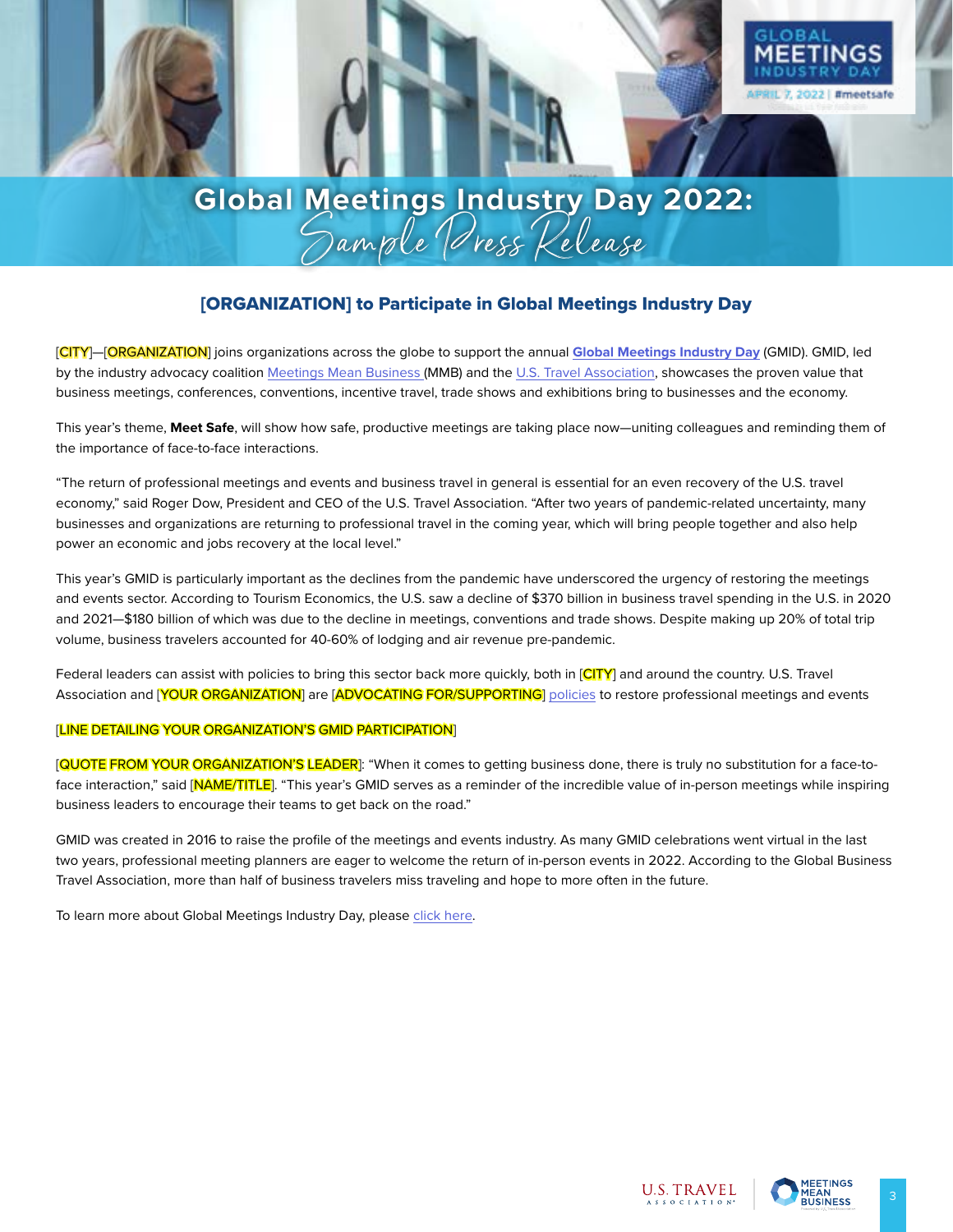# Global Meetings Industry Day 2022: Sample Press Release

## [ORGANIZATION] to Participate in Global Meetings Industry Day

[CITY]—[ORGANIZATION] joins organizations across the globe to support the annual **Global Meetings Industry Day** (GMID). GMID, led by the industry advocacy coalition Meetings Mean Business (MMB) and the U.S. Travel Association, showcases the proven value that business meetings, conferences, conventions, incentive travel, trade shows and exhibitions bring to businesses and the economy.

This year's theme, **Meet Safe**, will show how safe, productive meetings are taking place now—uniting colleagues and reminding them of the importance of face-to-face interactions.

"The return of professional meetings and events and business travel in general is essential for an even recovery of the U.S. travel economy," said Roger Dow, President and CEO of the U.S. Travel Association. "After two years of pandemic-related uncertainty, many businesses and organizations are returning to professional travel in the coming year, which will bring people together and also help power an economic and jobs recovery at the local level."

This year's GMID is particularly important as the declines from the pandemic have underscored the urgency of restoring the meetings and events sector. According to Tourism Economics, the U.S. saw a decline of $370 billion in business travel spending in the U.S. in 2020 and 2021—$180 billion of which was due to the decline in meetings, conventions and trade shows. Despite making up 20% of total trip volume, business travelers accounted for 40-60% of lodging and air revenue pre-pandemic.

Federal leaders can assist with policies to bring this sector back more quickly, both in [CITY] and around the country. U.S. Travel Association and [YOUR ORGANIZATION] are [ADVOCATING FOR/SUPPORTING] policies to restore professional meetings and events

[LINE DETAILING YOUR ORGANIZATION'S GMID PARTICIPATION]

[QUOTE FROM YOUR ORGANIZATION'S LEADER]: "When it comes to getting business done, there is truly no substitution for a face-to-face interaction," said [NAME/TITLE]. "This year's GMID serves as a reminder of the incredible value of in-person meetings while inspiring business leaders to encourage their teams to get back on the road."

GMID was created in 2016 to raise the profile of the meetings and events industry. As many GMID celebrations went virtual in the last two years, professional meeting planners are eager to welcome the return of in-person events in 2022. According to the Global Business Travel Association, more than half of business travelers miss traveling and hope to more often in the future.

To learn more about Global Meetings Industry Day, please click here.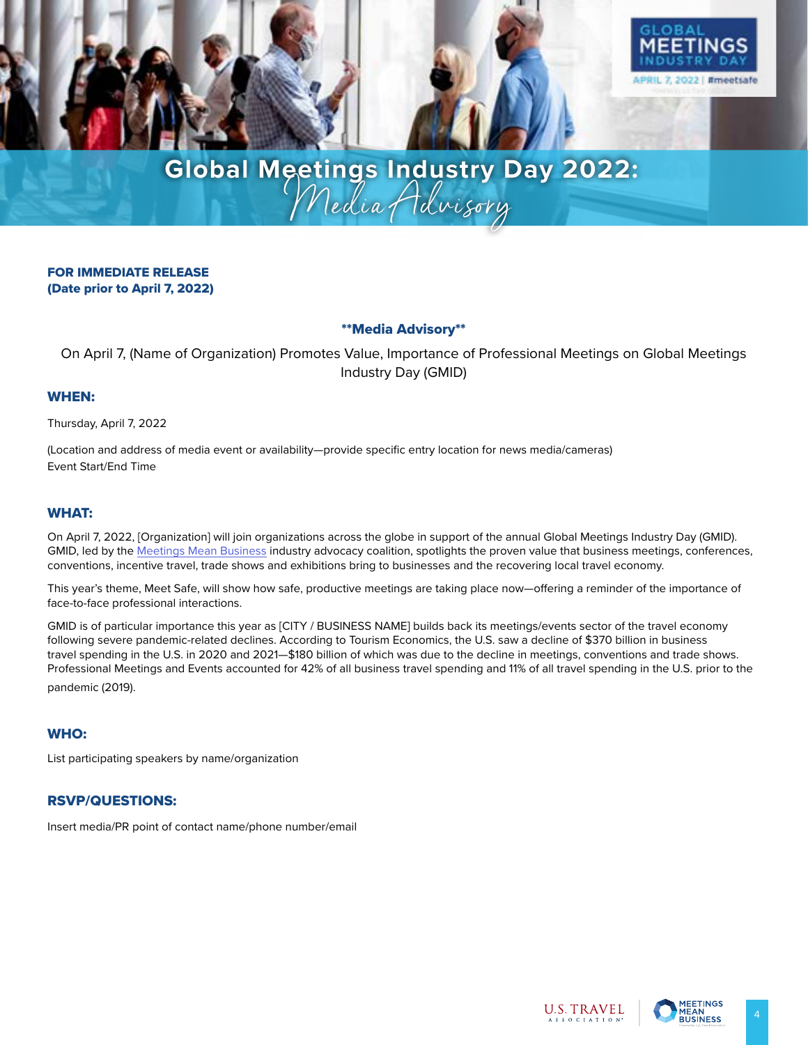# Global Meetings Industry Day 2022: *Media Advisory*

**FOR IMMEDIATE RELEASE**
**(Date prior to April 7, 2022)**

**\*\*Media Advisory\*\***

On April 7, (Name of Organization) Promotes Value, Importance of Professional Meetings on Global Meetings Industry Day (GMID)

## WHEN:

Thursday, April 7, 2022

(Location and address of media event or availability—provide specific entry location for news media/cameras)
Event Start/End Time

## WHAT:

On April 7, 2022, [Organization] will join organizations across the globe in support of the annual Global Meetings Industry Day (GMID). GMID, led by the Meetings Mean Business industry advocacy coalition, spotlights the proven value that business meetings, conferences, conventions, incentive travel, trade shows and exhibitions bring to businesses and the recovering local travel economy.

This year's theme, Meet Safe, will show how safe, productive meetings are taking place now—offering a reminder of the importance of face-to-face professional interactions.

GMID is of particular importance this year as [CITY / BUSINESS NAME] builds back its meetings/events sector of the travel economy following severe pandemic-related declines. According to Tourism Economics, the U.S. saw a decline of $370 billion in business travel spending in the U.S. in 2020 and 2021—$180 billion of which was due to the decline in meetings, conventions and trade shows. Professional Meetings and Events accounted for 42% of all business travel spending and 11% of all travel spending in the U.S. prior to the pandemic (2019).

## WHO:

List participating speakers by name/organization

## RSVP/QUESTIONS:

Insert media/PR point of contact name/phone number/email